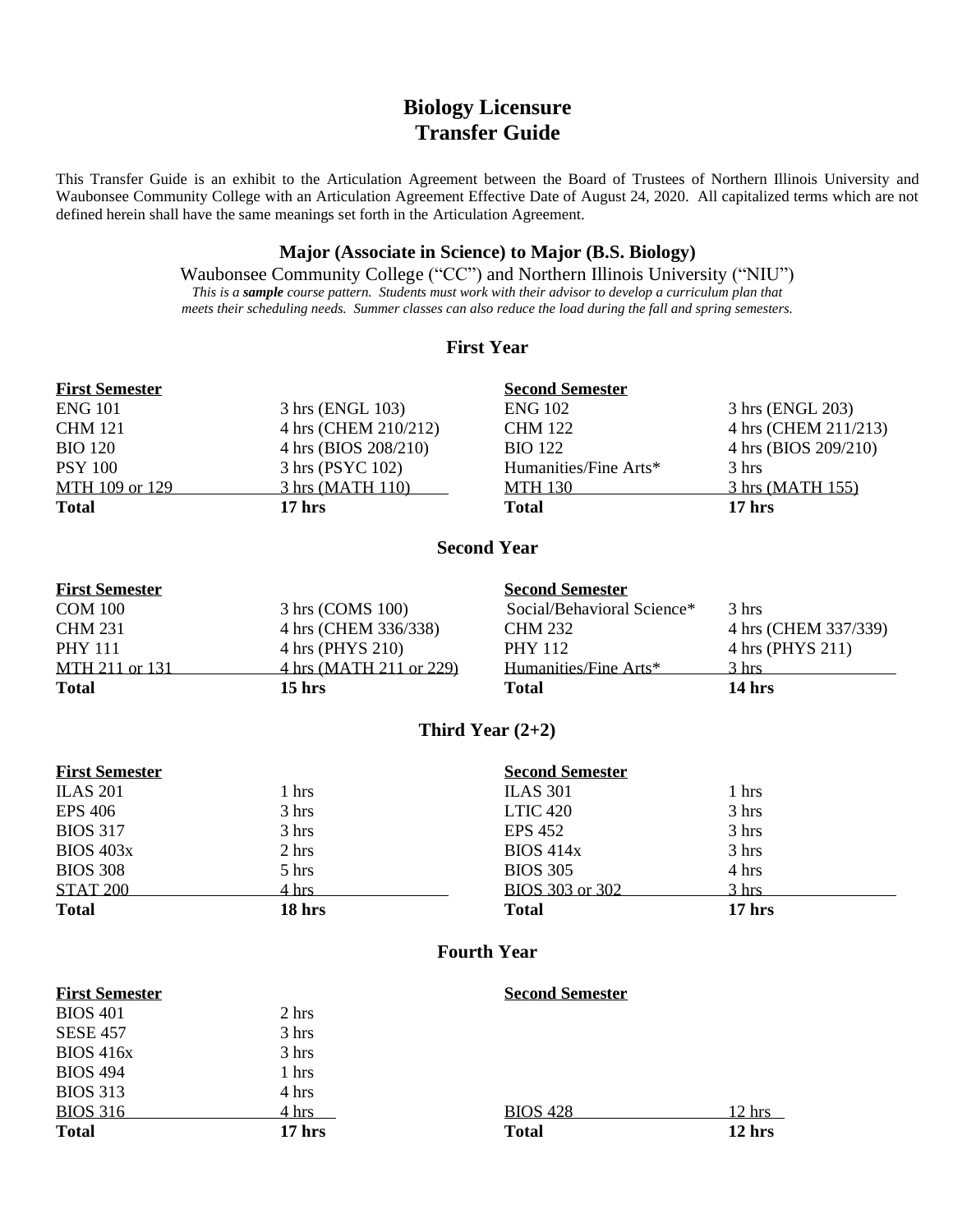# Biology Licensure
# Transfer Guide

This Transfer Guide is an exhibit to the Articulation Agreement between the Board of Trustees of Northern Illinois University and Waubonsee Community College with an Articulation Agreement Effective Date of August 24, 2020. All capitalized terms which are not defined herein shall have the same meanings set forth in the Articulation Agreement.

## Major (Associate in Science) to Major (B.S. Biology)

Waubonsee Community College ("CC") and Northern Illinois University ("NIU")

*This is a **sample** course pattern. Students must work with their advisor to develop a curriculum plan that meets their scheduling needs. Summer classes can also reduce the load during the fall and spring semesters.*

### First Year

| First Semester | | Second Semester | |
|---|---|---|---|
| ENG 101 | 3 hrs (ENGL 103) | ENG 102 | 3 hrs (ENGL 203) |
| CHM 121 | 4 hrs (CHEM 210/212) | CHM 122 | 4 hrs (CHEM 211/213) |
| BIO 120 | 4 hrs (BIOS 208/210) | BIO 122 | 4 hrs (BIOS 209/210) |
| PSY 100 | 3 hrs (PSYC 102) | Humanities/Fine Arts* | 3 hrs |
| MTH 109 or 129 | 3 hrs (MATH 110) | MTH 130 | 3 hrs (MATH 155) |
| **Total** | **17 hrs** | **Total** | **17 hrs** |

### Second Year

| First Semester | | Second Semester | |
|---|---|---|---|
| COM 100 | 3 hrs (COMS 100) | Social/Behavioral Science* | 3 hrs |
| CHM 231 | 4 hrs (CHEM 336/338) | CHM 232 | 4 hrs (CHEM 337/339) |
| PHY 111 | 4 hrs (PHYS 210) | PHY 112 | 4 hrs (PHYS 211) |
| MTH 211 or 131 | 4 hrs (MATH 211 or 229) | Humanities/Fine Arts* | 3 hrs |
| **Total** | **15 hrs** | **Total** | **14 hrs** |

### Third Year (2+2)

| First Semester | | Second Semester | |
|---|---|---|---|
| ILAS 201 | 1 hrs | ILAS 301 | 1 hrs |
| EPS 406 | 3 hrs | LTIC 420 | 3 hrs |
| BIOS 317 | 3 hrs | EPS 452 | 3 hrs |
| BIOS 403x | 2 hrs | BIOS 414x | 3 hrs |
| BIOS 308 | 5 hrs | BIOS 305 | 4 hrs |
| STAT 200 | 4 hrs | BIOS 303 or 302 | 3 hrs |
| **Total** | **18 hrs** | **Total** | **17 hrs** |

### Fourth Year

| First Semester | | Second Semester | |
|---|---|---|---|
| BIOS 401 | 2 hrs | | |
| SESE 457 | 3 hrs | | |
| BIOS 416x | 3 hrs | | |
| BIOS 494 | 1 hrs | | |
| BIOS 313 | 4 hrs | | |
| BIOS 316 | 4 hrs | BIOS 428 | 12 hrs |
| **Total** | **17 hrs** | **Total** | **12 hrs** |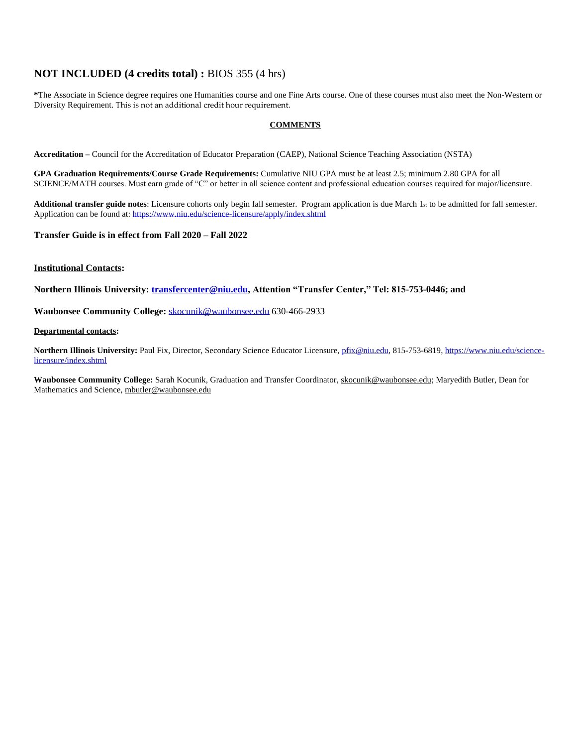**NOT INCLUDED (4 credits total) :** BIOS 355 (4 hrs)

**\***The Associate in Science degree requires one Humanities course and one Fine Arts course. One of these courses must also meet the Non-Western or Diversity Requirement. This is not an additional credit hour requirement.

## COMMENTS

**Accreditation –** Council for the Accreditation of Educator Preparation (CAEP), National Science Teaching Association (NSTA)

**GPA Graduation Requirements/Course Grade Requirements:** Cumulative NIU GPA must be at least 2.5; minimum 2.80 GPA for all SCIENCE/MATH courses. Must earn grade of "C" or better in all science content and professional education courses required for major/licensure.

**Additional transfer guide notes**: Licensure cohorts only begin fall semester. Program application is due March 1st to be admitted for fall semester. Application can be found at: https://www.niu.edu/science-licensure/apply/index.shtml

**Transfer Guide is in effect from Fall 2020 – Fall 2022**

**Institutional Contacts:**

**Northern Illinois University: transfercenter@niu.edu, Attention "Transfer Center," Tel: 815-753-0446; and**

**Waubonsee Community College:** skocunik@waubonsee.edu 630-466-2933

**Departmental contacts:**

**Northern Illinois University:** Paul Fix, Director, Secondary Science Educator Licensure, pfix@niu.edu, 815-753-6819, https://www.niu.edu/science-licensure/index.shtml

**Waubonsee Community College:** Sarah Kocunik, Graduation and Transfer Coordinator, skocunik@waubonsee.edu; Maryedith Butler, Dean for Mathematics and Science, mbutler@waubonsee.edu